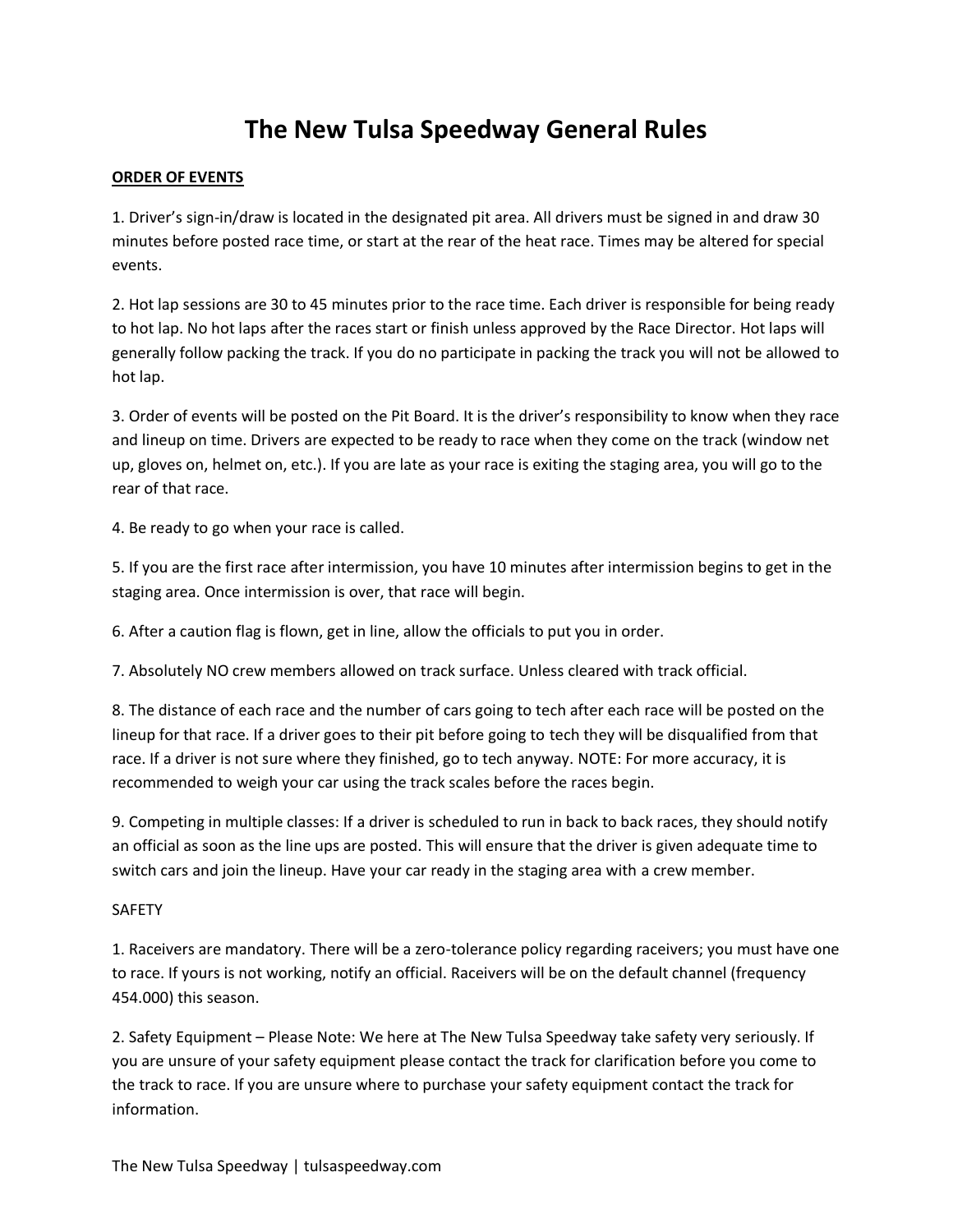# The New Tulsa Speedway General Rules

**ORDER OF EVENTS**

1. Driver's sign-in/draw is located in the designated pit area. All drivers must be signed in and draw 30 minutes before posted race time, or start at the rear of the heat race. Times may be altered for special events.

2. Hot lap sessions are 30 to 45 minutes prior to the race time. Each driver is responsible for being ready to hot lap. No hot laps after the races start or finish unless approved by the Race Director. Hot laps will generally follow packing the track. If you do no participate in packing the track you will not be allowed to hot lap.

3. Order of events will be posted on the Pit Board. It is the driver's responsibility to know when they race and lineup on time. Drivers are expected to be ready to race when they come on the track (window net up, gloves on, helmet on, etc.). If you are late as your race is exiting the staging area, you will go to the rear of that race.

4. Be ready to go when your race is called.

5. If you are the first race after intermission, you have 10 minutes after intermission begins to get in the staging area. Once intermission is over, that race will begin.

6. After a caution flag is flown, get in line, allow the officials to put you in order.

7. Absolutely NO crew members allowed on track surface. Unless cleared with track official.

8. The distance of each race and the number of cars going to tech after each race will be posted on the lineup for that race. If a driver goes to their pit before going to tech they will be disqualified from that race. If a driver is not sure where they finished, go to tech anyway. NOTE: For more accuracy, it is recommended to weigh your car using the track scales before the races begin.

9. Competing in multiple classes: If a driver is scheduled to run in back to back races, they should notify an official as soon as the line ups are posted. This will ensure that the driver is given adequate time to switch cars and join the lineup. Have your car ready in the staging area with a crew member.

SAFETY

1. Raceivers are mandatory. There will be a zero-tolerance policy regarding raceivers; you must have one to race. If yours is not working, notify an official. Raceivers will be on the default channel (frequency 454.000) this season.

2. Safety Equipment – Please Note: We here at The New Tulsa Speedway take safety very seriously. If you are unsure of your safety equipment please contact the track for clarification before you come to the track to race. If you are unsure where to purchase your safety equipment contact the track for information.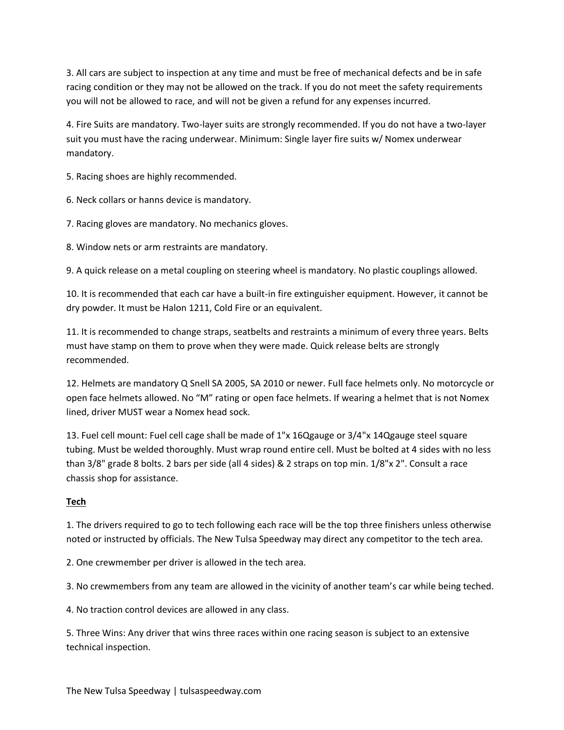3. All cars are subject to inspection at any time and must be free of mechanical defects and be in safe racing condition or they may not be allowed on the track. If you do not meet the safety requirements you will not be allowed to race, and will not be given a refund for any expenses incurred.

4. Fire Suits are mandatory. Two-layer suits are strongly recommended. If you do not have a two-layer suit you must have the racing underwear. Minimum: Single layer fire suits w/ Nomex underwear mandatory.

5. Racing shoes are highly recommended.

6. Neck collars or hanns device is mandatory.

7. Racing gloves are mandatory. No mechanics gloves.

8. Window nets or arm restraints are mandatory.

9. A quick release on a metal coupling on steering wheel is mandatory. No plastic couplings allowed.

10. It is recommended that each car have a built-in fire extinguisher equipment. However, it cannot be dry powder. It must be Halon 1211, Cold Fire or an equivalent.

11. It is recommended to change straps, seatbelts and restraints a minimum of every three years. Belts must have stamp on them to prove when they were made. Quick release belts are strongly recommended.

12. Helmets are mandatory Q Snell SA 2005, SA 2010 or newer. Full face helmets only. No motorcycle or open face helmets allowed. No "M" rating or open face helmets. If wearing a helmet that is not Nomex lined, driver MUST wear a Nomex head sock.

13. Fuel cell mount: Fuel cell cage shall be made of 1"x 16Qgauge or 3/4"x 14Qgauge steel square tubing. Must be welded thoroughly. Must wrap round entire cell. Must be bolted at 4 sides with no less than 3/8" grade 8 bolts. 2 bars per side (all 4 sides) & 2 straps on top min. 1/8"x 2". Consult a race chassis shop for assistance.

**Tech**

1. The drivers required to go to tech following each race will be the top three finishers unless otherwise noted or instructed by officials. The New Tulsa Speedway may direct any competitor to the tech area.

2. One crewmember per driver is allowed in the tech area.

3. No crewmembers from any team are allowed in the vicinity of another team's car while being teched.

4. No traction control devices are allowed in any class.

5. Three Wins: Any driver that wins three races within one racing season is subject to an extensive technical inspection.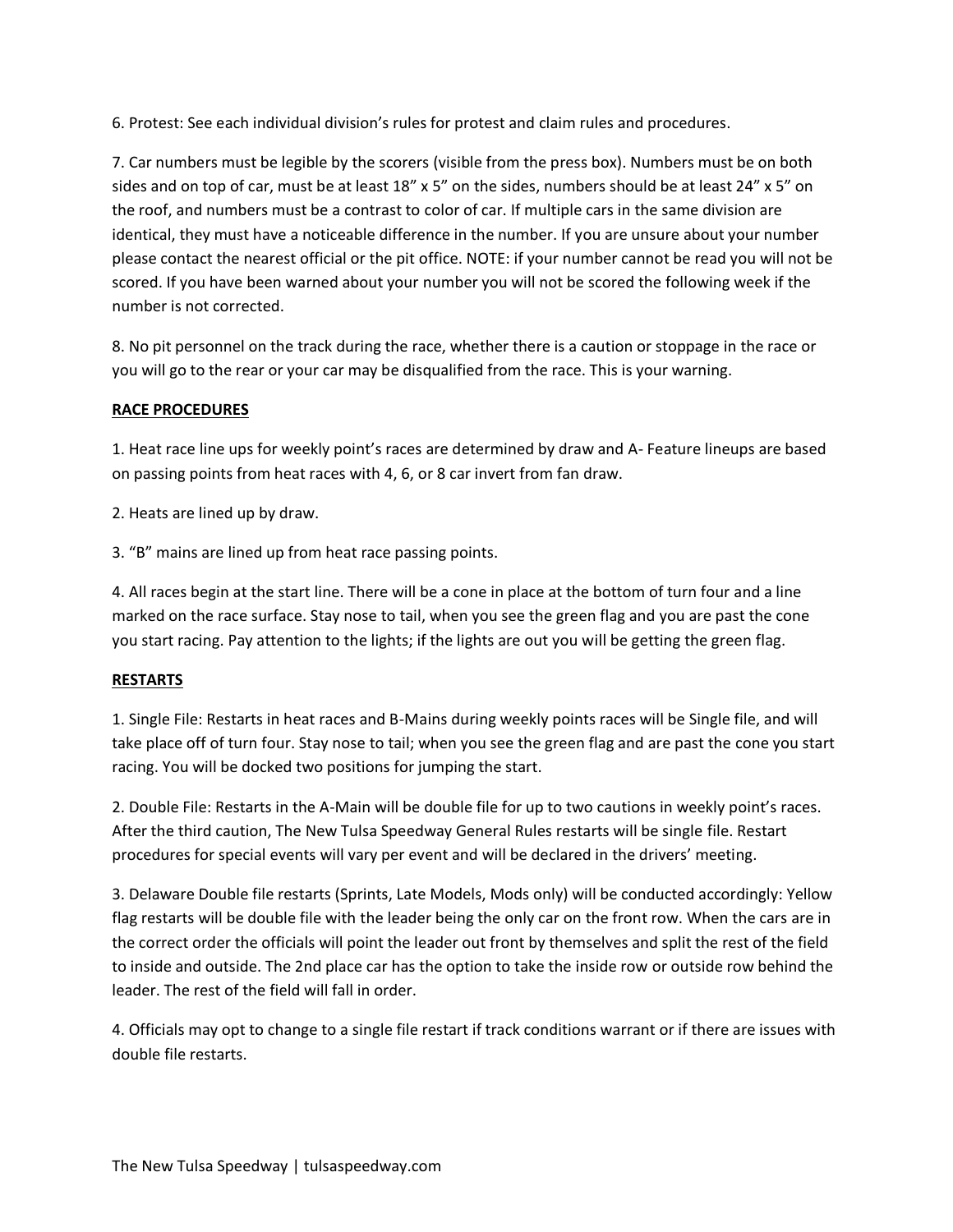6. Protest: See each individual division's rules for protest and claim rules and procedures.

7. Car numbers must be legible by the scorers (visible from the press box). Numbers must be on both sides and on top of car, must be at least 18" x 5" on the sides, numbers should be at least 24" x 5" on the roof, and numbers must be a contrast to color of car. If multiple cars in the same division are identical, they must have a noticeable difference in the number. If you are unsure about your number please contact the nearest official or the pit office. NOTE: if your number cannot be read you will not be scored. If you have been warned about your number you will not be scored the following week if the number is not corrected.

8. No pit personnel on the track during the race, whether there is a caution or stoppage in the race or you will go to the rear or your car may be disqualified from the race. This is your warning.

**RACE PROCEDURES**

1. Heat race line ups for weekly point's races are determined by draw and A- Feature lineups are based on passing points from heat races with 4, 6, or 8 car invert from fan draw.

2. Heats are lined up by draw.

3. "B" mains are lined up from heat race passing points.

4. All races begin at the start line. There will be a cone in place at the bottom of turn four and a line marked on the race surface. Stay nose to tail, when you see the green flag and you are past the cone you start racing. Pay attention to the lights; if the lights are out you will be getting the green flag.

**RESTARTS**

1. Single File: Restarts in heat races and B-Mains during weekly points races will be Single file, and will take place off of turn four. Stay nose to tail; when you see the green flag and are past the cone you start racing. You will be docked two positions for jumping the start.

2. Double File: Restarts in the A-Main will be double file for up to two cautions in weekly point's races. After the third caution, The New Tulsa Speedway General Rules restarts will be single file. Restart procedures for special events will vary per event and will be declared in the drivers' meeting.

3. Delaware Double file restarts (Sprints, Late Models, Mods only) will be conducted accordingly: Yellow flag restarts will be double file with the leader being the only car on the front row. When the cars are in the correct order the officials will point the leader out front by themselves and split the rest of the field to inside and outside. The 2nd place car has the option to take the inside row or outside row behind the leader. The rest of the field will fall in order.

4. Officials may opt to change to a single file restart if track conditions warrant or if there are issues with double file restarts.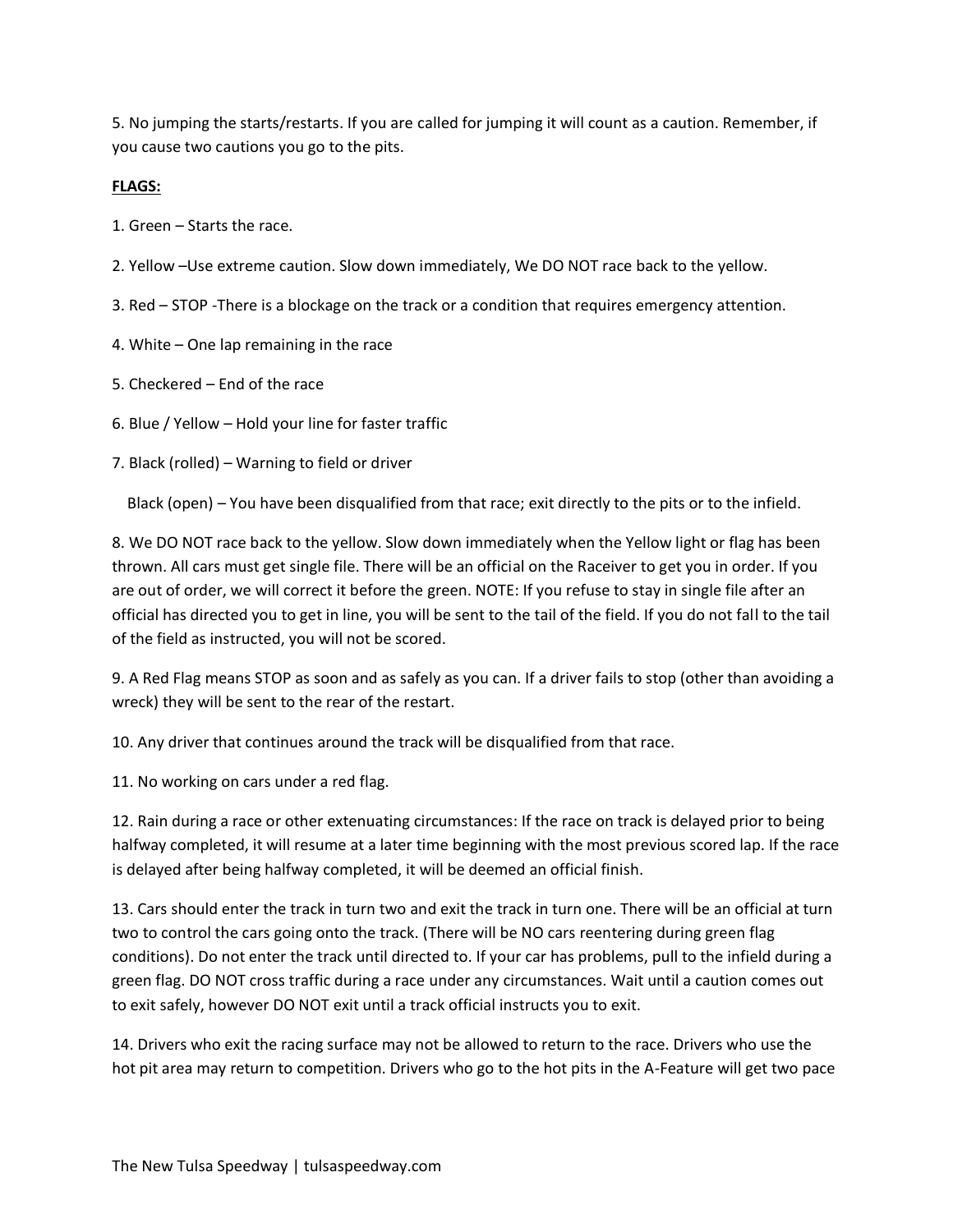5. No jumping the starts/restarts. If you are called for jumping it will count as a caution. Remember, if you cause two cautions you go to the pits.

**FLAGS:**

1. Green – Starts the race.

2. Yellow –Use extreme caution. Slow down immediately, We DO NOT race back to the yellow.

3. Red – STOP -There is a blockage on the track or a condition that requires emergency attention.

4. White – One lap remaining in the race

5. Checkered – End of the race

6. Blue / Yellow – Hold your line for faster traffic

7. Black (rolled) – Warning to field or driver

   Black (open) – You have been disqualified from that race; exit directly to the pits or to the infield.

8. We DO NOT race back to the yellow. Slow down immediately when the Yellow light or flag has been thrown. All cars must get single file. There will be an official on the Raceiver to get you in order. If you are out of order, we will correct it before the green. NOTE: If you refuse to stay in single file after an official has directed you to get in line, you will be sent to the tail of the field. If you do not fall to the tail of the field as instructed, you will not be scored.

9. A Red Flag means STOP as soon and as safely as you can. If a driver fails to stop (other than avoiding a wreck) they will be sent to the rear of the restart.

10. Any driver that continues around the track will be disqualified from that race.

11. No working on cars under a red flag.

12. Rain during a race or other extenuating circumstances: If the race on track is delayed prior to being halfway completed, it will resume at a later time beginning with the most previous scored lap. If the race is delayed after being halfway completed, it will be deemed an official finish.

13. Cars should enter the track in turn two and exit the track in turn one. There will be an official at turn two to control the cars going onto the track. (There will be NO cars reentering during green flag conditions). Do not enter the track until directed to. If your car has problems, pull to the infield during a green flag. DO NOT cross traffic during a race under any circumstances. Wait until a caution comes out to exit safely, however DO NOT exit until a track official instructs you to exit.

14. Drivers who exit the racing surface may not be allowed to return to the race. Drivers who use the hot pit area may return to competition. Drivers who go to the hot pits in the A-Feature will get two pace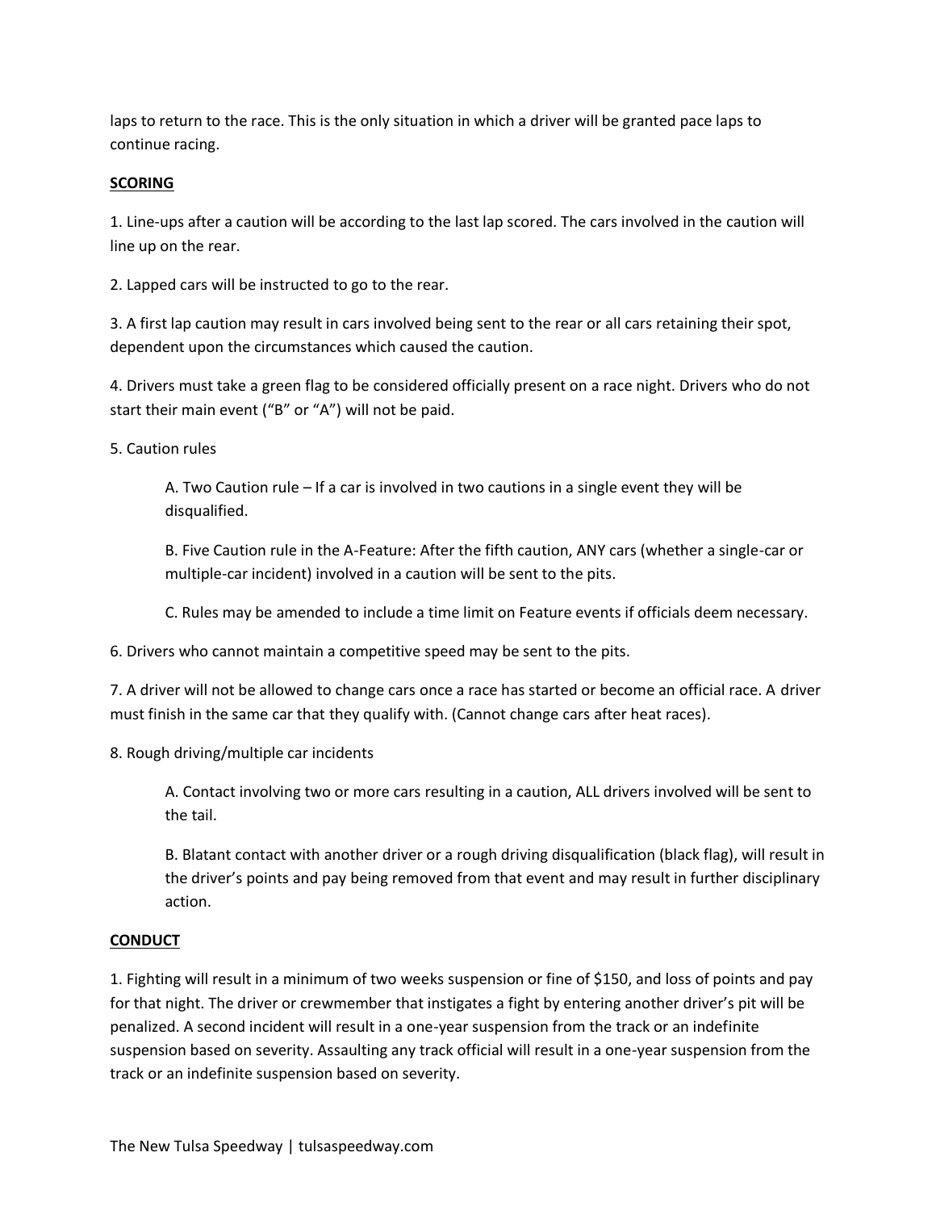laps to return to the race. This is the only situation in which a driver will be granted pace laps to continue racing.

**SCORING**

1. Line-ups after a caution will be according to the last lap scored. The cars involved in the caution will line up on the rear.

2. Lapped cars will be instructed to go to the rear.

3. A first lap caution may result in cars involved being sent to the rear or all cars retaining their spot, dependent upon the circumstances which caused the caution.

4. Drivers must take a green flag to be considered officially present on a race night. Drivers who do not start their main event ("B" or "A") will not be paid.

5. Caution rules

    A. Two Caution rule – If a car is involved in two cautions in a single event they will be disqualified.

    B. Five Caution rule in the A-Feature: After the fifth caution, ANY cars (whether a single-car or multiple-car incident) involved in a caution will be sent to the pits.

    C. Rules may be amended to include a time limit on Feature events if officials deem necessary.

6. Drivers who cannot maintain a competitive speed may be sent to the pits.

7. A driver will not be allowed to change cars once a race has started or become an official race. A driver must finish in the same car that they qualify with. (Cannot change cars after heat races).

8. Rough driving/multiple car incidents

    A. Contact involving two or more cars resulting in a caution, ALL drivers involved will be sent to the tail.

    B. Blatant contact with another driver or a rough driving disqualification (black flag), will result in the driver's points and pay being removed from that event and may result in further disciplinary action.

**CONDUCT**

1. Fighting will result in a minimum of two weeks suspension or fine of $150, and loss of points and pay for that night. The driver or crewmember that instigates a fight by entering another driver's pit will be penalized. A second incident will result in a one-year suspension from the track or an indefinite suspension based on severity. Assaulting any track official will result in a one-year suspension from the track or an indefinite suspension based on severity.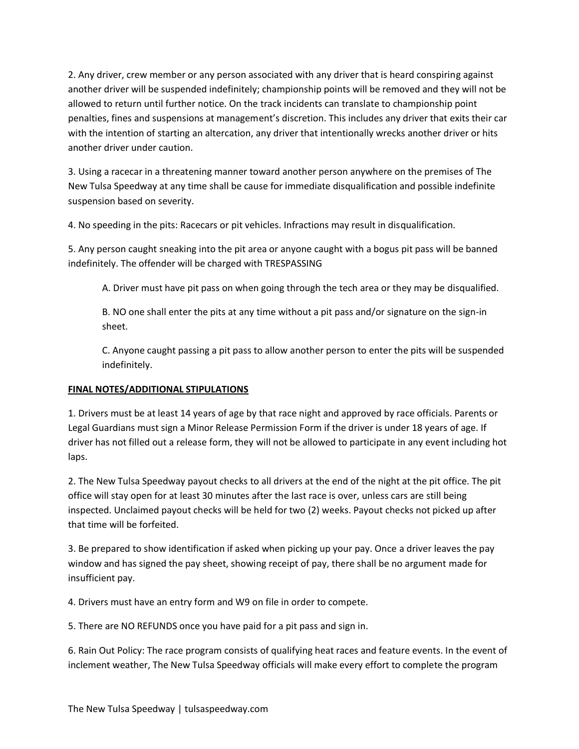2. Any driver, crew member or any person associated with any driver that is heard conspiring against another driver will be suspended indefinitely; championship points will be removed and they will not be allowed to return until further notice. On the track incidents can translate to championship point penalties, fines and suspensions at management's discretion. This includes any driver that exits their car with the intention of starting an altercation, any driver that intentionally wrecks another driver or hits another driver under caution.

3. Using a racecar in a threatening manner toward another person anywhere on the premises of The New Tulsa Speedway at any time shall be cause for immediate disqualification and possible indefinite suspension based on severity.

4. No speeding in the pits: Racecars or pit vehicles. Infractions may result in disqualification.

5. Any person caught sneaking into the pit area or anyone caught with a bogus pit pass will be banned indefinitely. The offender will be charged with TRESPASSING

> A. Driver must have pit pass on when going through the tech area or they may be disqualified.
>
> B. NO one shall enter the pits at any time without a pit pass and/or signature on the sign-in sheet.
>
> C. Anyone caught passing a pit pass to allow another person to enter the pits will be suspended indefinitely.

**FINAL NOTES/ADDITIONAL STIPULATIONS**

1. Drivers must be at least 14 years of age by that race night and approved by race officials. Parents or Legal Guardians must sign a Minor Release Permission Form if the driver is under 18 years of age. If driver has not filled out a release form, they will not be allowed to participate in any event including hot laps.

2. The New Tulsa Speedway payout checks to all drivers at the end of the night at the pit office. The pit office will stay open for at least 30 minutes after the last race is over, unless cars are still being inspected. Unclaimed payout checks will be held for two (2) weeks. Payout checks not picked up after that time will be forfeited.

3. Be prepared to show identification if asked when picking up your pay. Once a driver leaves the pay window and has signed the pay sheet, showing receipt of pay, there shall be no argument made for insufficient pay.

4. Drivers must have an entry form and W9 on file in order to compete.

5. There are NO REFUNDS once you have paid for a pit pass and sign in.

6. Rain Out Policy: The race program consists of qualifying heat races and feature events. In the event of inclement weather, The New Tulsa Speedway officials will make every effort to complete the program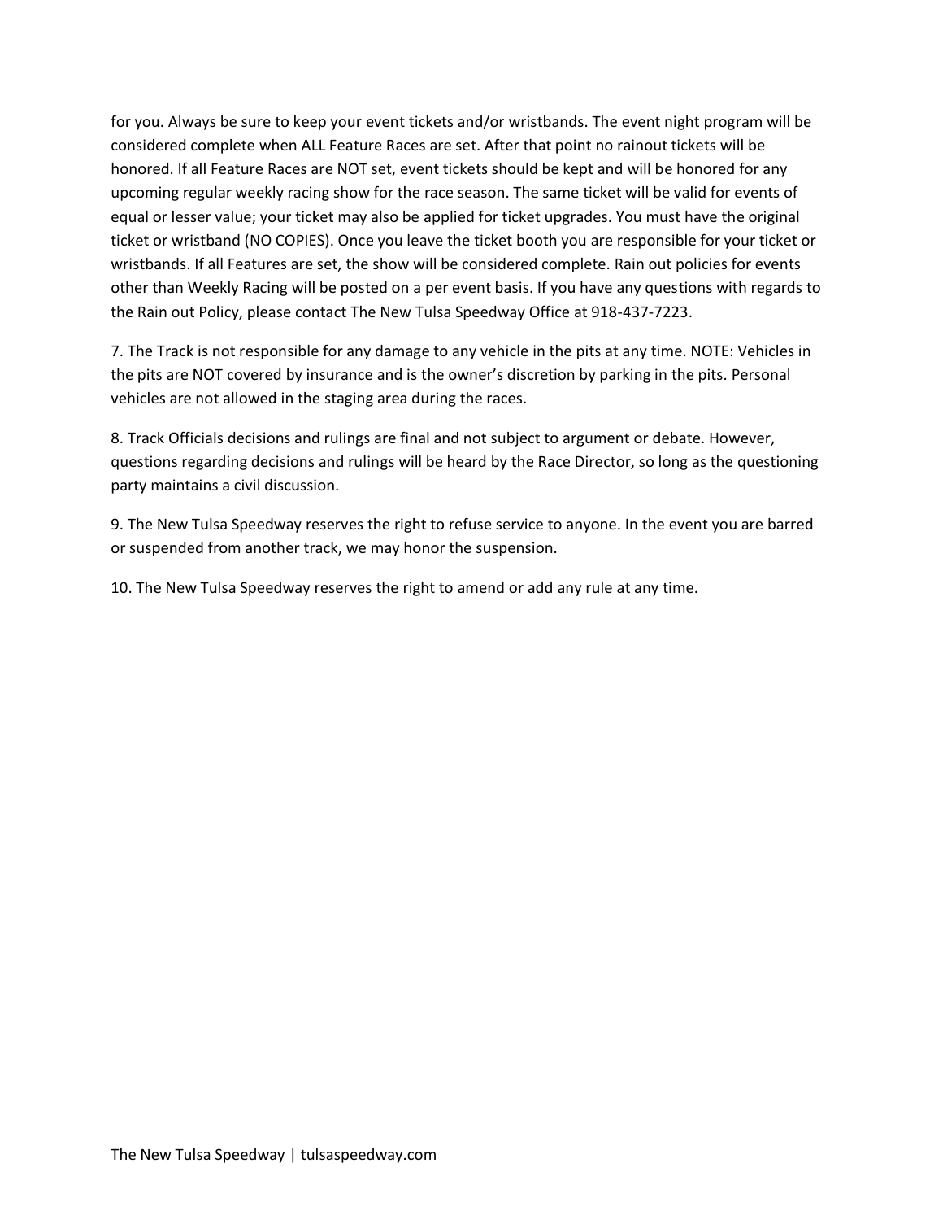for you. Always be sure to keep your event tickets and/or wristbands. The event night program will be considered complete when ALL Feature Races are set. After that point no rainout tickets will be honored. If all Feature Races are NOT set, event tickets should be kept and will be honored for any upcoming regular weekly racing show for the race season. The same ticket will be valid for events of equal or lesser value; your ticket may also be applied for ticket upgrades. You must have the original ticket or wristband (NO COPIES). Once you leave the ticket booth you are responsible for your ticket or wristbands. If all Features are set, the show will be considered complete. Rain out policies for events other than Weekly Racing will be posted on a per event basis. If you have any questions with regards to the Rain out Policy, please contact The New Tulsa Speedway Office at 918-437-7223.

7. The Track is not responsible for any damage to any vehicle in the pits at any time. NOTE: Vehicles in the pits are NOT covered by insurance and is the owner's discretion by parking in the pits. Personal vehicles are not allowed in the staging area during the races.

8. Track Officials decisions and rulings are final and not subject to argument or debate. However, questions regarding decisions and rulings will be heard by the Race Director, so long as the questioning party maintains a civil discussion.

9. The New Tulsa Speedway reserves the right to refuse service to anyone. In the event you are barred or suspended from another track, we may honor the suspension.

10. The New Tulsa Speedway reserves the right to amend or add any rule at any time.